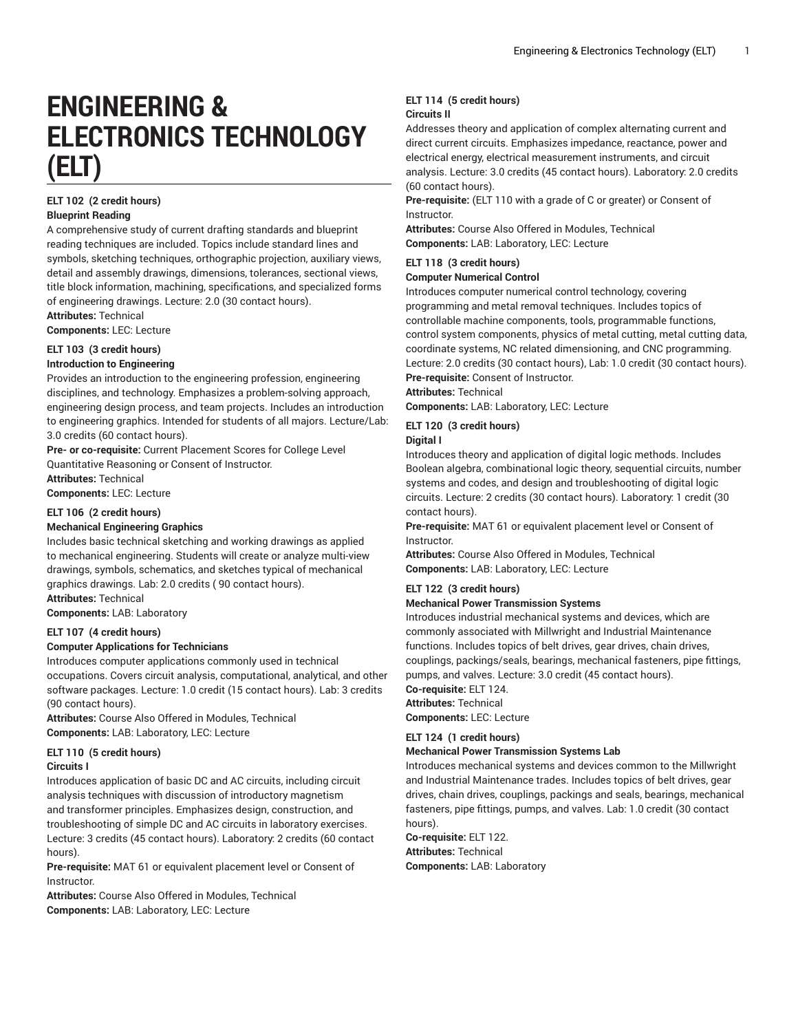# ENGINEERING & ELECTRONICS TECHNOLOGY (ELT)

**ELT 102 (2 credit hours)**
**Blueprint Reading**

A comprehensive study of current drafting standards and blueprint reading techniques are included. Topics include standard lines and symbols, sketching techniques, orthographic projection, auxiliary views, detail and assembly drawings, dimensions, tolerances, sectional views, title block information, machining, specifications, and specialized forms of engineering drawings. Lecture: 2.0 (30 contact hours).
**Attributes:** Technical
**Components:** LEC: Lecture

**ELT 103 (3 credit hours)**
**Introduction to Engineering**

Provides an introduction to the engineering profession, engineering disciplines, and technology. Emphasizes a problem-solving approach, engineering design process, and team projects. Includes an introduction to engineering graphics. Intended for students of all majors. Lecture/Lab: 3.0 credits (60 contact hours).
**Pre- or co-requisite:** Current Placement Scores for College Level Quantitative Reasoning or Consent of Instructor.
**Attributes:** Technical
**Components:** LEC: Lecture

**ELT 106 (2 credit hours)**
**Mechanical Engineering Graphics**

Includes basic technical sketching and working drawings as applied to mechanical engineering. Students will create or analyze multi-view drawings, symbols, schematics, and sketches typical of mechanical graphics drawings. Lab: 2.0 credits ( 90 contact hours).
**Attributes:** Technical
**Components:** LAB: Laboratory

**ELT 107 (4 credit hours)**
**Computer Applications for Technicians**

Introduces computer applications commonly used in technical occupations. Covers circuit analysis, computational, analytical, and other software packages. Lecture: 1.0 credit (15 contact hours). Lab: 3 credits (90 contact hours).
**Attributes:** Course Also Offered in Modules, Technical
**Components:** LAB: Laboratory, LEC: Lecture

**ELT 110 (5 credit hours)**
**Circuits I**

Introduces application of basic DC and AC circuits, including circuit analysis techniques with discussion of introductory magnetism and transformer principles. Emphasizes design, construction, and troubleshooting of simple DC and AC circuits in laboratory exercises. Lecture: 3 credits (45 contact hours). Laboratory: 2 credits (60 contact hours).
**Pre-requisite:** MAT 61 or equivalent placement level or Consent of Instructor.
**Attributes:** Course Also Offered in Modules, Technical
**Components:** LAB: Laboratory, LEC: Lecture

**ELT 114 (5 credit hours)**
**Circuits II**

Addresses theory and application of complex alternating current and direct current circuits. Emphasizes impedance, reactance, power and electrical energy, electrical measurement instruments, and circuit analysis. Lecture: 3.0 credits (45 contact hours). Laboratory: 2.0 credits (60 contact hours).
**Pre-requisite:** (ELT 110 with a grade of C or greater) or Consent of Instructor.
**Attributes:** Course Also Offered in Modules, Technical
**Components:** LAB: Laboratory, LEC: Lecture

**ELT 118 (3 credit hours)**
**Computer Numerical Control**

Introduces computer numerical control technology, covering programming and metal removal techniques. Includes topics of controllable machine components, tools, programmable functions, control system components, physics of metal cutting, metal cutting data, coordinate systems, NC related dimensioning, and CNC programming. Lecture: 2.0 credits (30 contact hours), Lab: 1.0 credit (30 contact hours).
**Pre-requisite:** Consent of Instructor.
**Attributes:** Technical
**Components:** LAB: Laboratory, LEC: Lecture

**ELT 120 (3 credit hours)**
**Digital I**

Introduces theory and application of digital logic methods. Includes Boolean algebra, combinational logic theory, sequential circuits, number systems and codes, and design and troubleshooting of digital logic circuits. Lecture: 2 credits (30 contact hours). Laboratory: 1 credit (30 contact hours).
**Pre-requisite:** MAT 61 or equivalent placement level or Consent of Instructor.
**Attributes:** Course Also Offered in Modules, Technical
**Components:** LAB: Laboratory, LEC: Lecture

**ELT 122 (3 credit hours)**
**Mechanical Power Transmission Systems**

Introduces industrial mechanical systems and devices, which are commonly associated with Millwright and Industrial Maintenance functions. Includes topics of belt drives, gear drives, chain drives, couplings, packings/seals, bearings, mechanical fasteners, pipe fittings, pumps, and valves. Lecture: 3.0 credit (45 contact hours).
**Co-requisite:** ELT 124.
**Attributes:** Technical
**Components:** LEC: Lecture

**ELT 124 (1 credit hours)**
**Mechanical Power Transmission Systems Lab**

Introduces mechanical systems and devices common to the Millwright and Industrial Maintenance trades. Includes topics of belt drives, gear drives, chain drives, couplings, packings and seals, bearings, mechanical fasteners, pipe fittings, pumps, and valves. Lab: 1.0 credit (30 contact hours).
**Co-requisite:** ELT 122.
**Attributes:** Technical
**Components:** LAB: Laboratory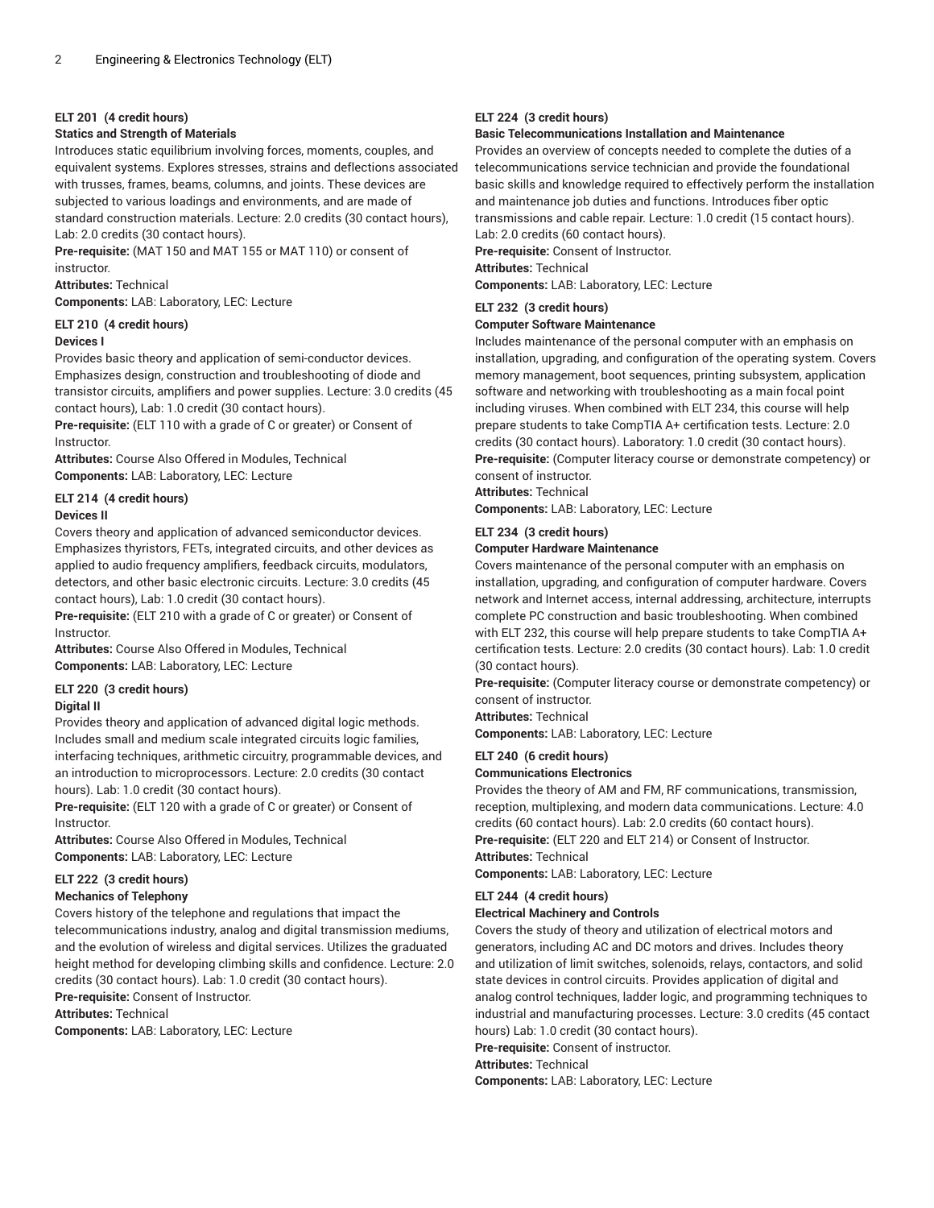**ELT 201 (4 credit hours)**
**Statics and Strength of Materials**
Introduces static equilibrium involving forces, moments, couples, and equivalent systems. Explores stresses, strains and deflections associated with trusses, frames, beams, columns, and joints. These devices are subjected to various loadings and environments, and are made of standard construction materials. Lecture: 2.0 credits (30 contact hours), Lab: 2.0 credits (30 contact hours).
**Pre-requisite:** (MAT 150 and MAT 155 or MAT 110) or consent of instructor.
**Attributes:** Technical
**Components:** LAB: Laboratory, LEC: Lecture

**ELT 210 (4 credit hours)**
**Devices I**
Provides basic theory and application of semi-conductor devices. Emphasizes design, construction and troubleshooting of diode and transistor circuits, amplifiers and power supplies. Lecture: 3.0 credits (45 contact hours), Lab: 1.0 credit (30 contact hours).
**Pre-requisite:** (ELT 110 with a grade of C or greater) or Consent of Instructor.
**Attributes:** Course Also Offered in Modules, Technical
**Components:** LAB: Laboratory, LEC: Lecture

**ELT 214 (4 credit hours)**
**Devices II**
Covers theory and application of advanced semiconductor devices. Emphasizes thyristors, FETs, integrated circuits, and other devices as applied to audio frequency amplifiers, feedback circuits, modulators, detectors, and other basic electronic circuits. Lecture: 3.0 credits (45 contact hours), Lab: 1.0 credit (30 contact hours).
**Pre-requisite:** (ELT 210 with a grade of C or greater) or Consent of Instructor.
**Attributes:** Course Also Offered in Modules, Technical
**Components:** LAB: Laboratory, LEC: Lecture

**ELT 220 (3 credit hours)**
**Digital II**
Provides theory and application of advanced digital logic methods. Includes small and medium scale integrated circuits logic families, interfacing techniques, arithmetic circuitry, programmable devices, and an introduction to microprocessors. Lecture: 2.0 credits (30 contact hours). Lab: 1.0 credit (30 contact hours).
**Pre-requisite:** (ELT 120 with a grade of C or greater) or Consent of Instructor.
**Attributes:** Course Also Offered in Modules, Technical
**Components:** LAB: Laboratory, LEC: Lecture

**ELT 222 (3 credit hours)**
**Mechanics of Telephony**
Covers history of the telephone and regulations that impact the telecommunications industry, analog and digital transmission mediums, and the evolution of wireless and digital services. Utilizes the graduated height method for developing climbing skills and confidence. Lecture: 2.0 credits (30 contact hours). Lab: 1.0 credit (30 contact hours).
**Pre-requisite:** Consent of Instructor.
**Attributes:** Technical
**Components:** LAB: Laboratory, LEC: Lecture

**ELT 224 (3 credit hours)**
**Basic Telecommunications Installation and Maintenance**
Provides an overview of concepts needed to complete the duties of a telecommunications service technician and provide the foundational basic skills and knowledge required to effectively perform the installation and maintenance job duties and functions. Introduces fiber optic transmissions and cable repair. Lecture: 1.0 credit (15 contact hours). Lab: 2.0 credits (60 contact hours).
**Pre-requisite:** Consent of Instructor.
**Attributes:** Technical
**Components:** LAB: Laboratory, LEC: Lecture

**ELT 232 (3 credit hours)**
**Computer Software Maintenance**
Includes maintenance of the personal computer with an emphasis on installation, upgrading, and configuration of the operating system. Covers memory management, boot sequences, printing subsystem, application software and networking with troubleshooting as a main focal point including viruses. When combined with ELT 234, this course will help prepare students to take CompTIA A+ certification tests. Lecture: 2.0 credits (30 contact hours). Laboratory: 1.0 credit (30 contact hours).
**Pre-requisite:** (Computer literacy course or demonstrate competency) or consent of instructor.
**Attributes:** Technical
**Components:** LAB: Laboratory, LEC: Lecture

**ELT 234 (3 credit hours)**
**Computer Hardware Maintenance**
Covers maintenance of the personal computer with an emphasis on installation, upgrading, and configuration of computer hardware. Covers network and Internet access, internal addressing, architecture, interrupts complete PC construction and basic troubleshooting. When combined with ELT 232, this course will help prepare students to take CompTIA A+ certification tests. Lecture: 2.0 credits (30 contact hours). Lab: 1.0 credit (30 contact hours).
**Pre-requisite:** (Computer literacy course or demonstrate competency) or consent of instructor.
**Attributes:** Technical
**Components:** LAB: Laboratory, LEC: Lecture

**ELT 240 (6 credit hours)**
**Communications Electronics**
Provides the theory of AM and FM, RF communications, transmission, reception, multiplexing, and modern data communications. Lecture: 4.0 credits (60 contact hours). Lab: 2.0 credits (60 contact hours).
**Pre-requisite:** (ELT 220 and ELT 214) or Consent of Instructor.
**Attributes:** Technical
**Components:** LAB: Laboratory, LEC: Lecture

**ELT 244 (4 credit hours)**
**Electrical Machinery and Controls**
Covers the study of theory and utilization of electrical motors and generators, including AC and DC motors and drives. Includes theory and utilization of limit switches, solenoids, relays, contactors, and solid state devices in control circuits. Provides application of digital and analog control techniques, ladder logic, and programming techniques to industrial and manufacturing processes. Lecture: 3.0 credits (45 contact hours) Lab: 1.0 credit (30 contact hours).
**Pre-requisite:** Consent of instructor.
**Attributes:** Technical
**Components:** LAB: Laboratory, LEC: Lecture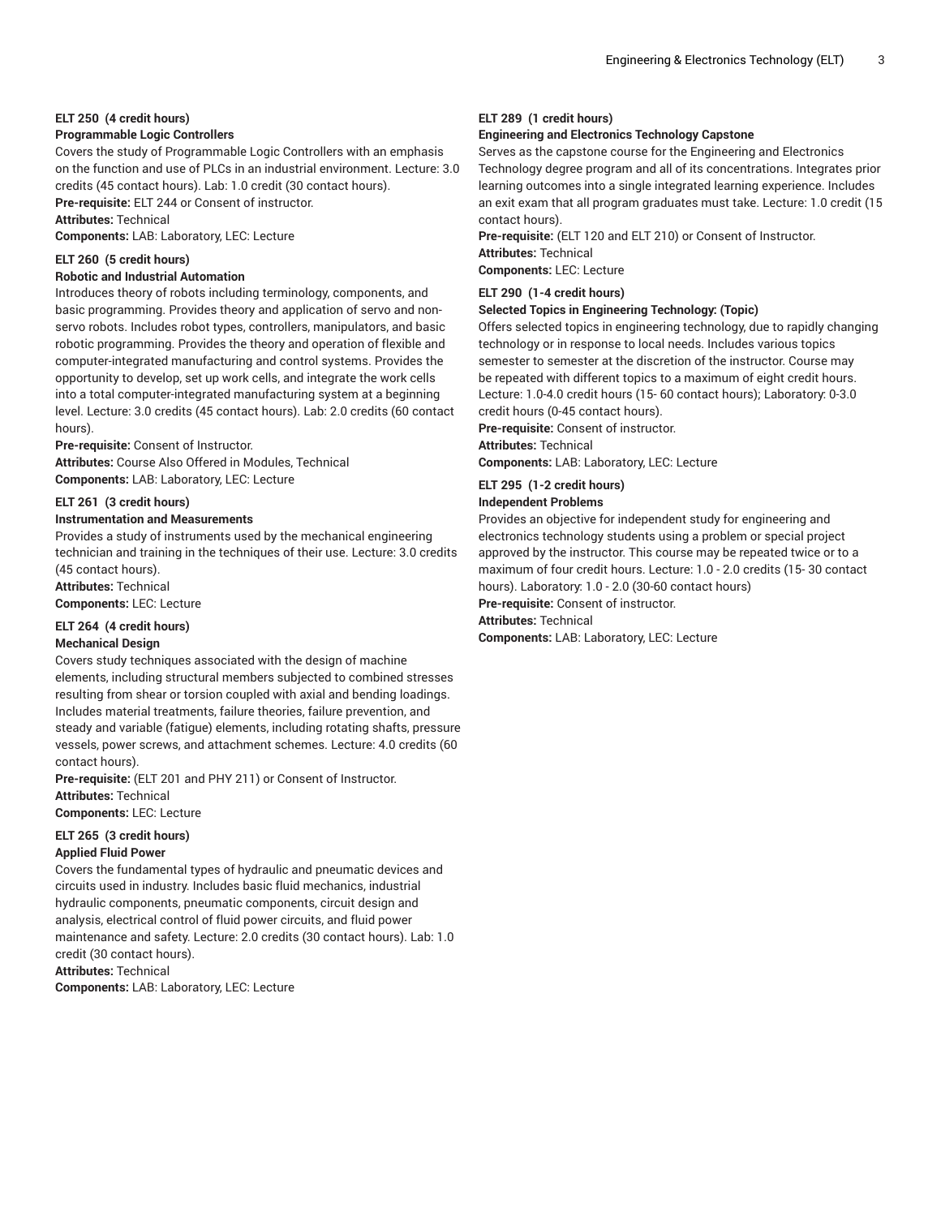**ELT 250 (4 credit hours)**
**Programmable Logic Controllers**
Covers the study of Programmable Logic Controllers with an emphasis on the function and use of PLCs in an industrial environment. Lecture: 3.0 credits (45 contact hours). Lab: 1.0 credit (30 contact hours).
**Pre-requisite:** ELT 244 or Consent of instructor.
**Attributes:** Technical
**Components:** LAB: Laboratory, LEC: Lecture

**ELT 260 (5 credit hours)**
**Robotic and Industrial Automation**
Introduces theory of robots including terminology, components, and basic programming. Provides theory and application of servo and non-servo robots. Includes robot types, controllers, manipulators, and basic robotic programming. Provides the theory and operation of flexible and computer-integrated manufacturing and control systems. Provides the opportunity to develop, set up work cells, and integrate the work cells into a total computer-integrated manufacturing system at a beginning level. Lecture: 3.0 credits (45 contact hours). Lab: 2.0 credits (60 contact hours).
**Pre-requisite:** Consent of Instructor.
**Attributes:** Course Also Offered in Modules, Technical
**Components:** LAB: Laboratory, LEC: Lecture

**ELT 261 (3 credit hours)**
**Instrumentation and Measurements**
Provides a study of instruments used by the mechanical engineering technician and training in the techniques of their use. Lecture: 3.0 credits (45 contact hours).
**Attributes:** Technical
**Components:** LEC: Lecture

**ELT 264 (4 credit hours)**
**Mechanical Design**
Covers study techniques associated with the design of machine elements, including structural members subjected to combined stresses resulting from shear or torsion coupled with axial and bending loadings. Includes material treatments, failure theories, failure prevention, and steady and variable (fatigue) elements, including rotating shafts, pressure vessels, power screws, and attachment schemes. Lecture: 4.0 credits (60 contact hours).
**Pre-requisite:** (ELT 201 and PHY 211) or Consent of Instructor.
**Attributes:** Technical
**Components:** LEC: Lecture

**ELT 265 (3 credit hours)**
**Applied Fluid Power**
Covers the fundamental types of hydraulic and pneumatic devices and circuits used in industry. Includes basic fluid mechanics, industrial hydraulic components, pneumatic components, circuit design and analysis, electrical control of fluid power circuits, and fluid power maintenance and safety. Lecture: 2.0 credits (30 contact hours). Lab: 1.0 credit (30 contact hours).
**Attributes:** Technical
**Components:** LAB: Laboratory, LEC: Lecture

**ELT 289 (1 credit hours)**
**Engineering and Electronics Technology Capstone**
Serves as the capstone course for the Engineering and Electronics Technology degree program and all of its concentrations. Integrates prior learning outcomes into a single integrated learning experience. Includes an exit exam that all program graduates must take. Lecture: 1.0 credit (15 contact hours).
**Pre-requisite:** (ELT 120 and ELT 210) or Consent of Instructor.
**Attributes:** Technical
**Components:** LEC: Lecture

**ELT 290 (1-4 credit hours)**
**Selected Topics in Engineering Technology: (Topic)**
Offers selected topics in engineering technology, due to rapidly changing technology or in response to local needs. Includes various topics semester to semester at the discretion of the instructor. Course may be repeated with different topics to a maximum of eight credit hours. Lecture: 1.0-4.0 credit hours (15- 60 contact hours); Laboratory: 0-3.0 credit hours (0-45 contact hours).
**Pre-requisite:** Consent of instructor.
**Attributes:** Technical
**Components:** LAB: Laboratory, LEC: Lecture

**ELT 295 (1-2 credit hours)**
**Independent Problems**
Provides an objective for independent study for engineering and electronics technology students using a problem or special project approved by the instructor. This course may be repeated twice or to a maximum of four credit hours. Lecture: 1.0 - 2.0 credits (15- 30 contact hours). Laboratory: 1.0 - 2.0 (30-60 contact hours)
**Pre-requisite:** Consent of instructor.
**Attributes:** Technical
**Components:** LAB: Laboratory, LEC: Lecture